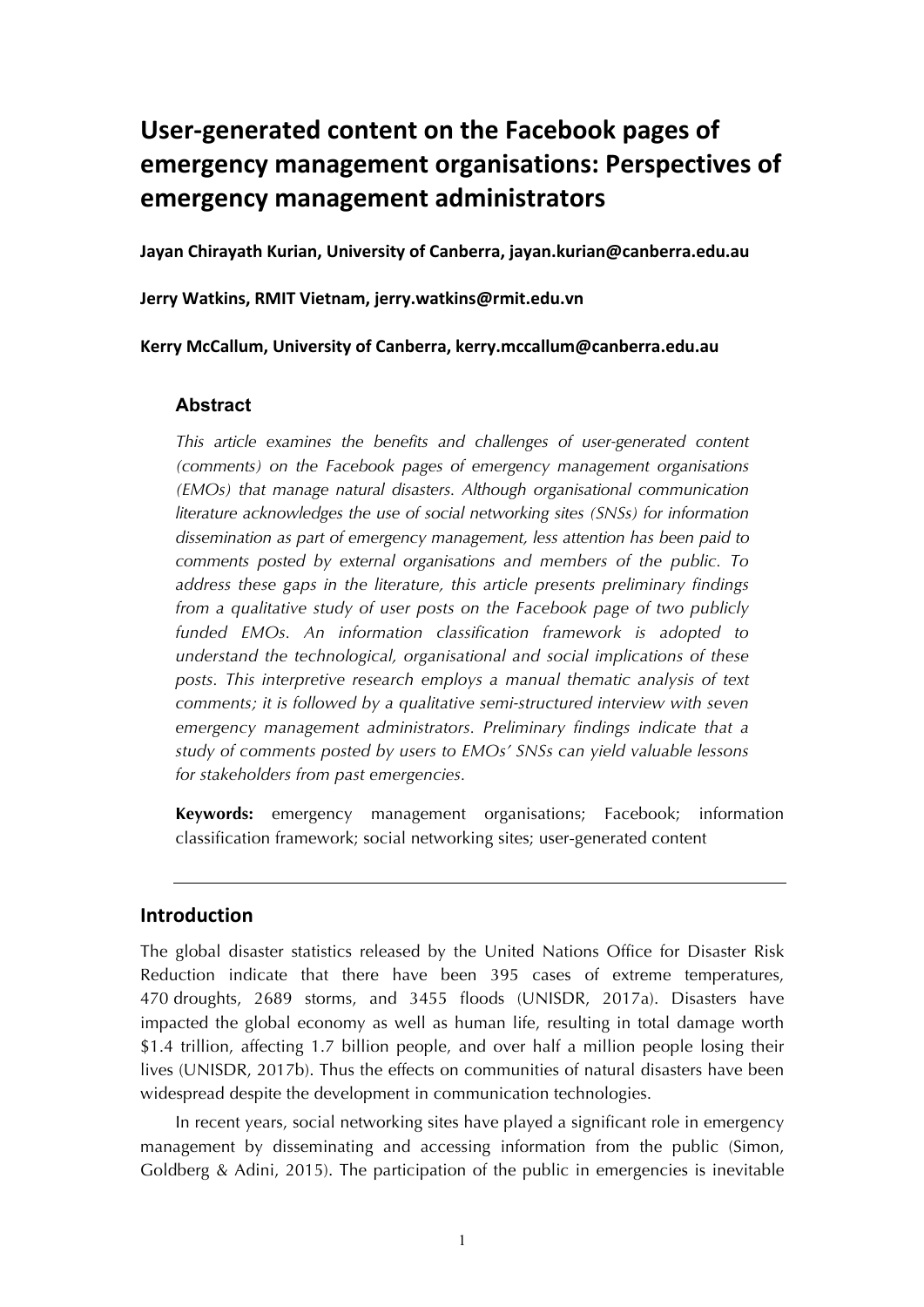# User-generated content on the Facebook pages of emergency management organisations: Perspectives of emergency management administrators

**Jayan Chirayath Kurian, University of Canberra, jayan.kurian@canberra.edu.au**

**Jerry Watkins, RMIT Vietnam, jerry.watkins@rmit.edu.vn**

**Kerry McCallum, University of Canberra, kerry.mccallum@canberra.edu.au**

### Abstract

*This article examines the benefits and challenges of user-generated content (comments) on the Facebook pages of emergency management organisations (EMOs) that manage natural disasters. Although organisational communication literature acknowledges the use of social networking sites (SNSs) for information dissemination as part of emergency management, less attention has been paid to comments posted by external organisations and members of the public. To address these gaps in the literature, this article presents preliminary findings from a qualitative study of user posts on the Facebook page of two publicly funded EMOs. An information classification framework is adopted to understand the technological, organisational and social implications of these posts. This interpretive research employs a manual thematic analysis of text comments; it is followed by a qualitative semi-structured interview with seven emergency management administrators. Preliminary findings indicate that a study of comments posted by users to EMOs' SNSs can yield valuable lessons for stakeholders from past emergencies.*

**Keywords:** emergency management organisations; Facebook; information classification framework; social networking sites; user-generated content

---

## Introduction

The global disaster statistics released by the United Nations Office for Disaster Risk Reduction indicate that there have been 395 cases of extreme temperatures, 470 droughts, 2689 storms, and 3455 floods (UNISDR, 2017a). Disasters have impacted the global economy as well as human life, resulting in total damage worth $1.4 trillion, affecting 1.7 billion people, and over half a million people losing their lives (UNISDR, 2017b). Thus the effects on communities of natural disasters have been widespread despite the development in communication technologies.

In recent years, social networking sites have played a significant role in emergency management by disseminating and accessing information from the public (Simon, Goldberg & Adini, 2015). The participation of the public in emergencies is inevitable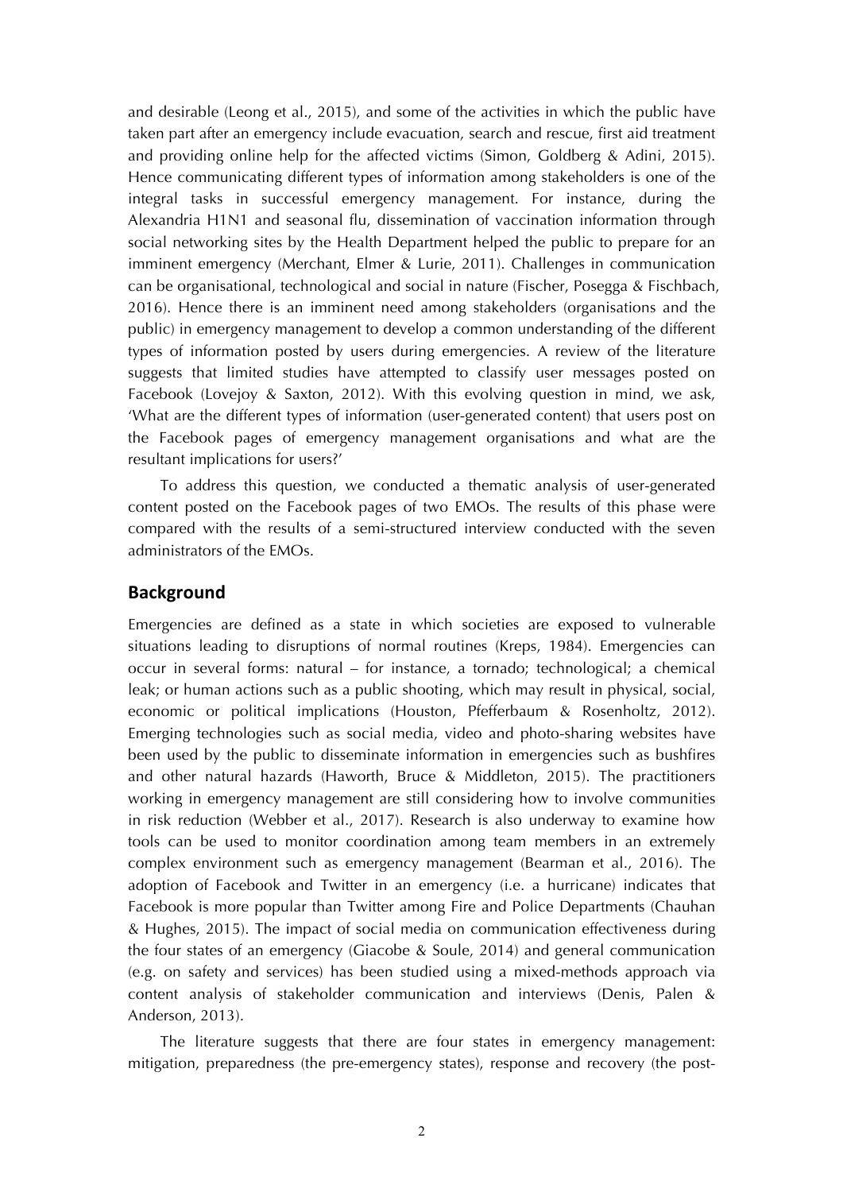and desirable (Leong et al., 2015), and some of the activities in which the public have taken part after an emergency include evacuation, search and rescue, first aid treatment and providing online help for the affected victims (Simon, Goldberg & Adini, 2015). Hence communicating different types of information among stakeholders is one of the integral tasks in successful emergency management. For instance, during the Alexandria H1N1 and seasonal flu, dissemination of vaccination information through social networking sites by the Health Department helped the public to prepare for an imminent emergency (Merchant, Elmer & Lurie, 2011). Challenges in communication can be organisational, technological and social in nature (Fischer, Posegga & Fischbach, 2016). Hence there is an imminent need among stakeholders (organisations and the public) in emergency management to develop a common understanding of the different types of information posted by users during emergencies. A review of the literature suggests that limited studies have attempted to classify user messages posted on Facebook (Lovejoy & Saxton, 2012). With this evolving question in mind, we ask, 'What are the different types of information (user-generated content) that users post on the Facebook pages of emergency management organisations and what are the resultant implications for users?'

To address this question, we conducted a thematic analysis of user-generated content posted on the Facebook pages of two EMOs. The results of this phase were compared with the results of a semi-structured interview conducted with the seven administrators of the EMOs.

## Background

Emergencies are defined as a state in which societies are exposed to vulnerable situations leading to disruptions of normal routines (Kreps, 1984). Emergencies can occur in several forms: natural – for instance, a tornado; technological; a chemical leak; or human actions such as a public shooting, which may result in physical, social, economic or political implications (Houston, Pfefferbaum & Rosenholtz, 2012). Emerging technologies such as social media, video and photo-sharing websites have been used by the public to disseminate information in emergencies such as bushfires and other natural hazards (Haworth, Bruce & Middleton, 2015). The practitioners working in emergency management are still considering how to involve communities in risk reduction (Webber et al., 2017). Research is also underway to examine how tools can be used to monitor coordination among team members in an extremely complex environment such as emergency management (Bearman et al., 2016). The adoption of Facebook and Twitter in an emergency (i.e. a hurricane) indicates that Facebook is more popular than Twitter among Fire and Police Departments (Chauhan & Hughes, 2015). The impact of social media on communication effectiveness during the four states of an emergency (Giacobe & Soule, 2014) and general communication (e.g. on safety and services) has been studied using a mixed-methods approach via content analysis of stakeholder communication and interviews (Denis, Palen & Anderson, 2013).

The literature suggests that there are four states in emergency management: mitigation, preparedness (the pre-emergency states), response and recovery (the post-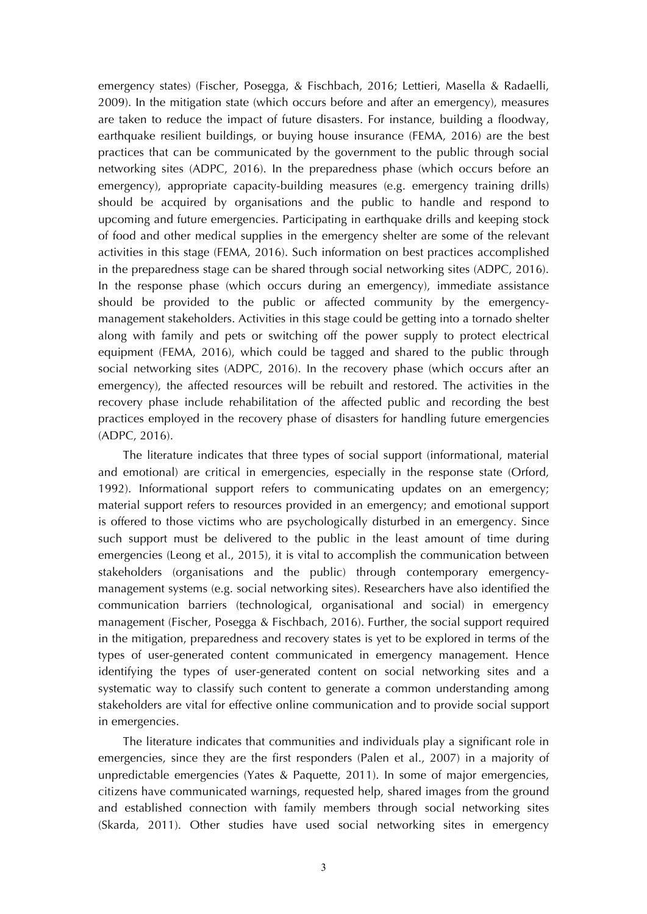emergency states) (Fischer, Posegga, & Fischbach, 2016; Lettieri, Masella & Radaelli, 2009). In the mitigation state (which occurs before and after an emergency), measures are taken to reduce the impact of future disasters. For instance, building a floodway, earthquake resilient buildings, or buying house insurance (FEMA, 2016) are the best practices that can be communicated by the government to the public through social networking sites (ADPC, 2016). In the preparedness phase (which occurs before an emergency), appropriate capacity-building measures (e.g. emergency training drills) should be acquired by organisations and the public to handle and respond to upcoming and future emergencies. Participating in earthquake drills and keeping stock of food and other medical supplies in the emergency shelter are some of the relevant activities in this stage (FEMA, 2016). Such information on best practices accomplished in the preparedness stage can be shared through social networking sites (ADPC, 2016). In the response phase (which occurs during an emergency), immediate assistance should be provided to the public or affected community by the emergency-management stakeholders. Activities in this stage could be getting into a tornado shelter along with family and pets or switching off the power supply to protect electrical equipment (FEMA, 2016), which could be tagged and shared to the public through social networking sites (ADPC, 2016). In the recovery phase (which occurs after an emergency), the affected resources will be rebuilt and restored. The activities in the recovery phase include rehabilitation of the affected public and recording the best practices employed in the recovery phase of disasters for handling future emergencies (ADPC, 2016).

The literature indicates that three types of social support (informational, material and emotional) are critical in emergencies, especially in the response state (Orford, 1992). Informational support refers to communicating updates on an emergency; material support refers to resources provided in an emergency; and emotional support is offered to those victims who are psychologically disturbed in an emergency. Since such support must be delivered to the public in the least amount of time during emergencies (Leong et al., 2015), it is vital to accomplish the communication between stakeholders (organisations and the public) through contemporary emergency-management systems (e.g. social networking sites). Researchers have also identified the communication barriers (technological, organisational and social) in emergency management (Fischer, Posegga & Fischbach, 2016). Further, the social support required in the mitigation, preparedness and recovery states is yet to be explored in terms of the types of user-generated content communicated in emergency management. Hence identifying the types of user-generated content on social networking sites and a systematic way to classify such content to generate a common understanding among stakeholders are vital for effective online communication and to provide social support in emergencies.

The literature indicates that communities and individuals play a significant role in emergencies, since they are the first responders (Palen et al., 2007) in a majority of unpredictable emergencies (Yates & Paquette, 2011). In some of major emergencies, citizens have communicated warnings, requested help, shared images from the ground and established connection with family members through social networking sites (Skarda, 2011). Other studies have used social networking sites in emergency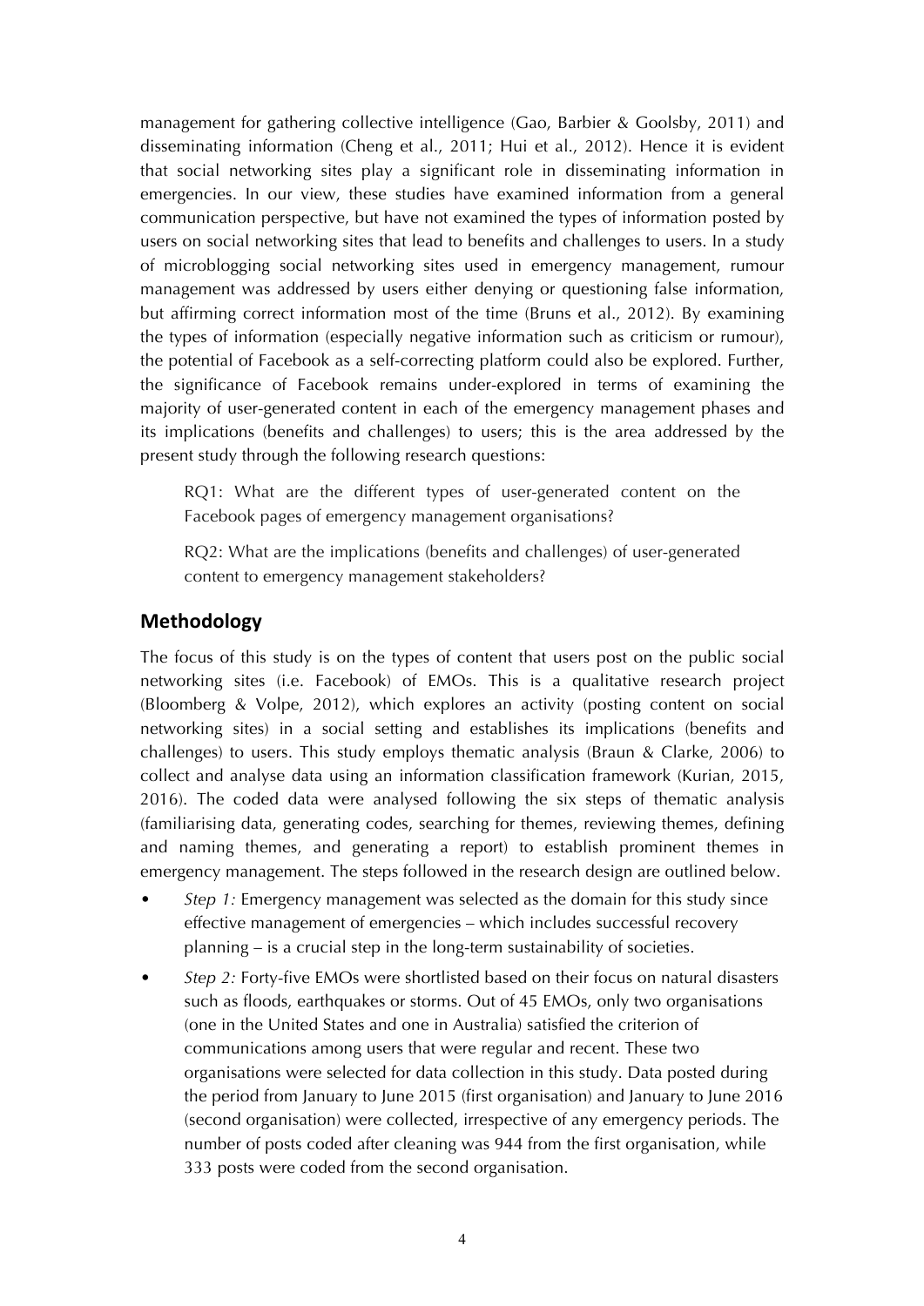management for gathering collective intelligence (Gao, Barbier & Goolsby, 2011) and disseminating information (Cheng et al., 2011; Hui et al., 2012). Hence it is evident that social networking sites play a significant role in disseminating information in emergencies. In our view, these studies have examined information from a general communication perspective, but have not examined the types of information posted by users on social networking sites that lead to benefits and challenges to users. In a study of microblogging social networking sites used in emergency management, rumour management was addressed by users either denying or questioning false information, but affirming correct information most of the time (Bruns et al., 2012). By examining the types of information (especially negative information such as criticism or rumour), the potential of Facebook as a self-correcting platform could also be explored. Further, the significance of Facebook remains under-explored in terms of examining the majority of user-generated content in each of the emergency management phases and its implications (benefits and challenges) to users; this is the area addressed by the present study through the following research questions:

> RQ1: What are the different types of user-generated content on the Facebook pages of emergency management organisations?
>
> RQ2: What are the implications (benefits and challenges) of user-generated content to emergency management stakeholders?

## Methodology

The focus of this study is on the types of content that users post on the public social networking sites (i.e. Facebook) of EMOs. This is a qualitative research project (Bloomberg & Volpe, 2012), which explores an activity (posting content on social networking sites) in a social setting and establishes its implications (benefits and challenges) to users. This study employs thematic analysis (Braun & Clarke, 2006) to collect and analyse data using an information classification framework (Kurian, 2015, 2016). The coded data were analysed following the six steps of thematic analysis (familiarising data, generating codes, searching for themes, reviewing themes, defining and naming themes, and generating a report) to establish prominent themes in emergency management. The steps followed in the research design are outlined below.

- *Step 1:* Emergency management was selected as the domain for this study since effective management of emergencies – which includes successful recovery planning – is a crucial step in the long-term sustainability of societies.
- *Step 2:* Forty-five EMOs were shortlisted based on their focus on natural disasters such as floods, earthquakes or storms. Out of 45 EMOs, only two organisations (one in the United States and one in Australia) satisfied the criterion of communications among users that were regular and recent. These two organisations were selected for data collection in this study. Data posted during the period from January to June 2015 (first organisation) and January to June 2016 (second organisation) were collected, irrespective of any emergency periods. The number of posts coded after cleaning was 944 from the first organisation, while 333 posts were coded from the second organisation.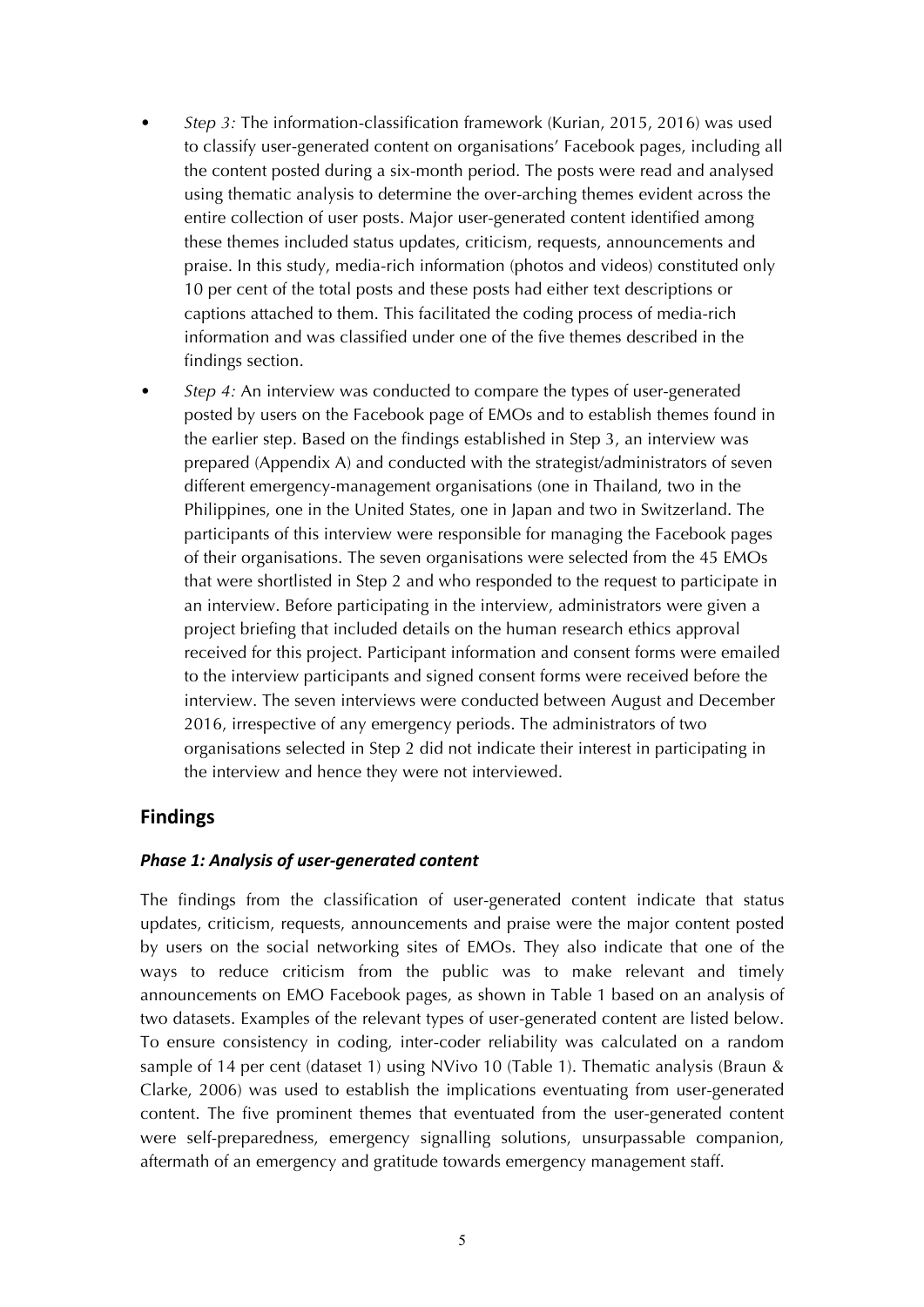- *Step 3:* The information-classification framework (Kurian, 2015, 2016) was used to classify user-generated content on organisations' Facebook pages, including all the content posted during a six-month period. The posts were read and analysed using thematic analysis to determine the over-arching themes evident across the entire collection of user posts. Major user-generated content identified among these themes included status updates, criticism, requests, announcements and praise. In this study, media-rich information (photos and videos) constituted only 10 per cent of the total posts and these posts had either text descriptions or captions attached to them. This facilitated the coding process of media-rich information and was classified under one of the five themes described in the findings section.
- *Step 4:* An interview was conducted to compare the types of user-generated posted by users on the Facebook page of EMOs and to establish themes found in the earlier step. Based on the findings established in Step 3, an interview was prepared (Appendix A) and conducted with the strategist/administrators of seven different emergency-management organisations (one in Thailand, two in the Philippines, one in the United States, one in Japan and two in Switzerland. The participants of this interview were responsible for managing the Facebook pages of their organisations. The seven organisations were selected from the 45 EMOs that were shortlisted in Step 2 and who responded to the request to participate in an interview. Before participating in the interview, administrators were given a project briefing that included details on the human research ethics approval received for this project. Participant information and consent forms were emailed to the interview participants and signed consent forms were received before the interview. The seven interviews were conducted between August and December 2016, irrespective of any emergency periods. The administrators of two organisations selected in Step 2 did not indicate their interest in participating in the interview and hence they were not interviewed.

## Findings

### *Phase 1: Analysis of user-generated content*

The findings from the classification of user-generated content indicate that status updates, criticism, requests, announcements and praise were the major content posted by users on the social networking sites of EMOs. They also indicate that one of the ways to reduce criticism from the public was to make relevant and timely announcements on EMO Facebook pages, as shown in Table 1 based on an analysis of two datasets. Examples of the relevant types of user-generated content are listed below. To ensure consistency in coding, inter-coder reliability was calculated on a random sample of 14 per cent (dataset 1) using NVivo 10 (Table 1). Thematic analysis (Braun & Clarke, 2006) was used to establish the implications eventuating from user-generated content. The five prominent themes that eventuated from the user-generated content were self-preparedness, emergency signalling solutions, unsurpassable companion, aftermath of an emergency and gratitude towards emergency management staff.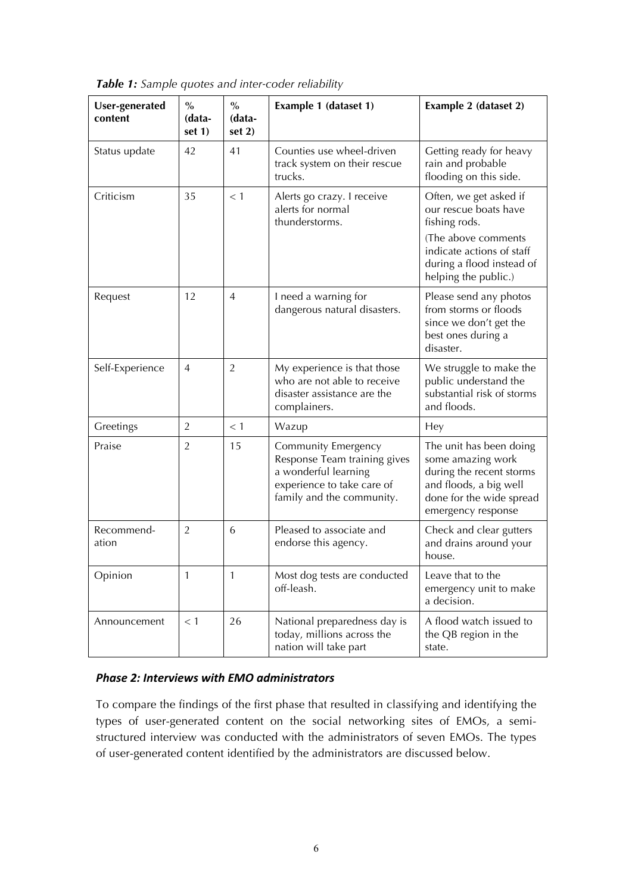***Table 1:*** *Sample quotes and inter-coder reliability*

| User-generated content | % (data-set 1) | % (data-set 2) | Example 1 (dataset 1) | Example 2 (dataset 2) |
|---|---|---|---|---|
| Status update | 42 | 41 | Counties use wheel-driven track system on their rescue trucks. | Getting ready for heavy rain and probable flooding on this side. |
| Criticism | 35 | < 1 | Alerts go crazy. I receive alerts for normal thunderstorms. | Often, we get asked if our rescue boats have fishing rods. (The above comments indicate actions of staff during a flood instead of helping the public.) |
| Request | 12 | 4 | I need a warning for dangerous natural disasters. | Please send any photos from storms or floods since we don't get the best ones during a disaster. |
| Self-Experience | 4 | 2 | My experience is that those who are not able to receive disaster assistance are the complainers. | We struggle to make the public understand the substantial risk of storms and floods. |
| Greetings | 2 | < 1 | Wazup | Hey |
| Praise | 2 | 15 | Community Emergency Response Team training gives a wonderful learning experience to take care of family and the community. | The unit has been doing some amazing work during the recent storms and floods, a big well done for the wide spread emergency response |
| Recommend-ation | 2 | 6 | Pleased to associate and endorse this agency. | Check and clear gutters and drains around your house. |
| Opinion | 1 | 1 | Most dog tests are conducted off-leash. | Leave that to the emergency unit to make a decision. |
| Announcement | < 1 | 26 | National preparedness day is today, millions across the nation will take part | A flood watch issued to the QB region in the state. |

### *Phase 2: Interviews with EMO administrators*

To compare the findings of the first phase that resulted in classifying and identifying the types of user-generated content on the social networking sites of EMOs, a semi-structured interview was conducted with the administrators of seven EMOs. The types of user-generated content identified by the administrators are discussed below.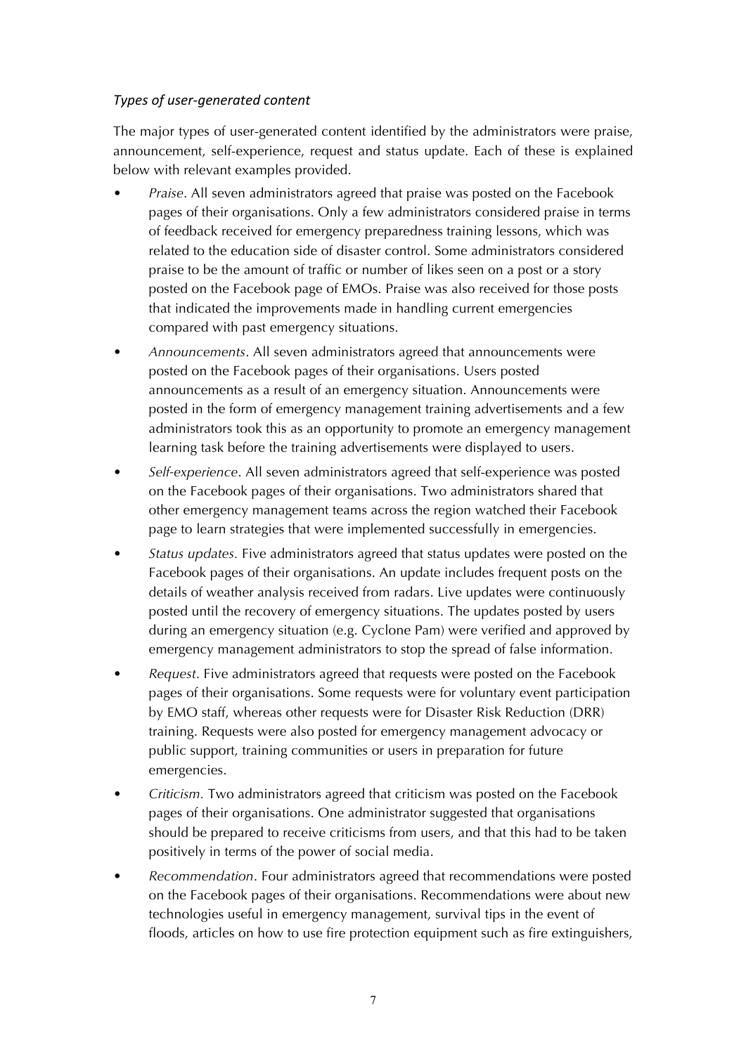*Types of user-generated content*

The major types of user-generated content identified by the administrators were praise, announcement, self-experience, request and status update. Each of these is explained below with relevant examples provided.

- *Praise*. All seven administrators agreed that praise was posted on the Facebook pages of their organisations. Only a few administrators considered praise in terms of feedback received for emergency preparedness training lessons, which was related to the education side of disaster control. Some administrators considered praise to be the amount of traffic or number of likes seen on a post or a story posted on the Facebook page of EMOs. Praise was also received for those posts that indicated the improvements made in handling current emergencies compared with past emergency situations.
- *Announcements*. All seven administrators agreed that announcements were posted on the Facebook pages of their organisations. Users posted announcements as a result of an emergency situation. Announcements were posted in the form of emergency management training advertisements and a few administrators took this as an opportunity to promote an emergency management learning task before the training advertisements were displayed to users.
- *Self-experience*. All seven administrators agreed that self-experience was posted on the Facebook pages of their organisations. Two administrators shared that other emergency management teams across the region watched their Facebook page to learn strategies that were implemented successfully in emergencies.
- *Status updates.* Five administrators agreed that status updates were posted on the Facebook pages of their organisations. An update includes frequent posts on the details of weather analysis received from radars. Live updates were continuously posted until the recovery of emergency situations. The updates posted by users during an emergency situation (e.g. Cyclone Pam) were verified and approved by emergency management administrators to stop the spread of false information.
- *Request*. Five administrators agreed that requests were posted on the Facebook pages of their organisations. Some requests were for voluntary event participation by EMO staff, whereas other requests were for Disaster Risk Reduction (DRR) training. Requests were also posted for emergency management advocacy or public support, training communities or users in preparation for future emergencies.
- *Criticism.* Two administrators agreed that criticism was posted on the Facebook pages of their organisations. One administrator suggested that organisations should be prepared to receive criticisms from users, and that this had to be taken positively in terms of the power of social media.
- *Recommendation*. Four administrators agreed that recommendations were posted on the Facebook pages of their organisations. Recommendations were about new technologies useful in emergency management, survival tips in the event of floods, articles on how to use fire protection equipment such as fire extinguishers,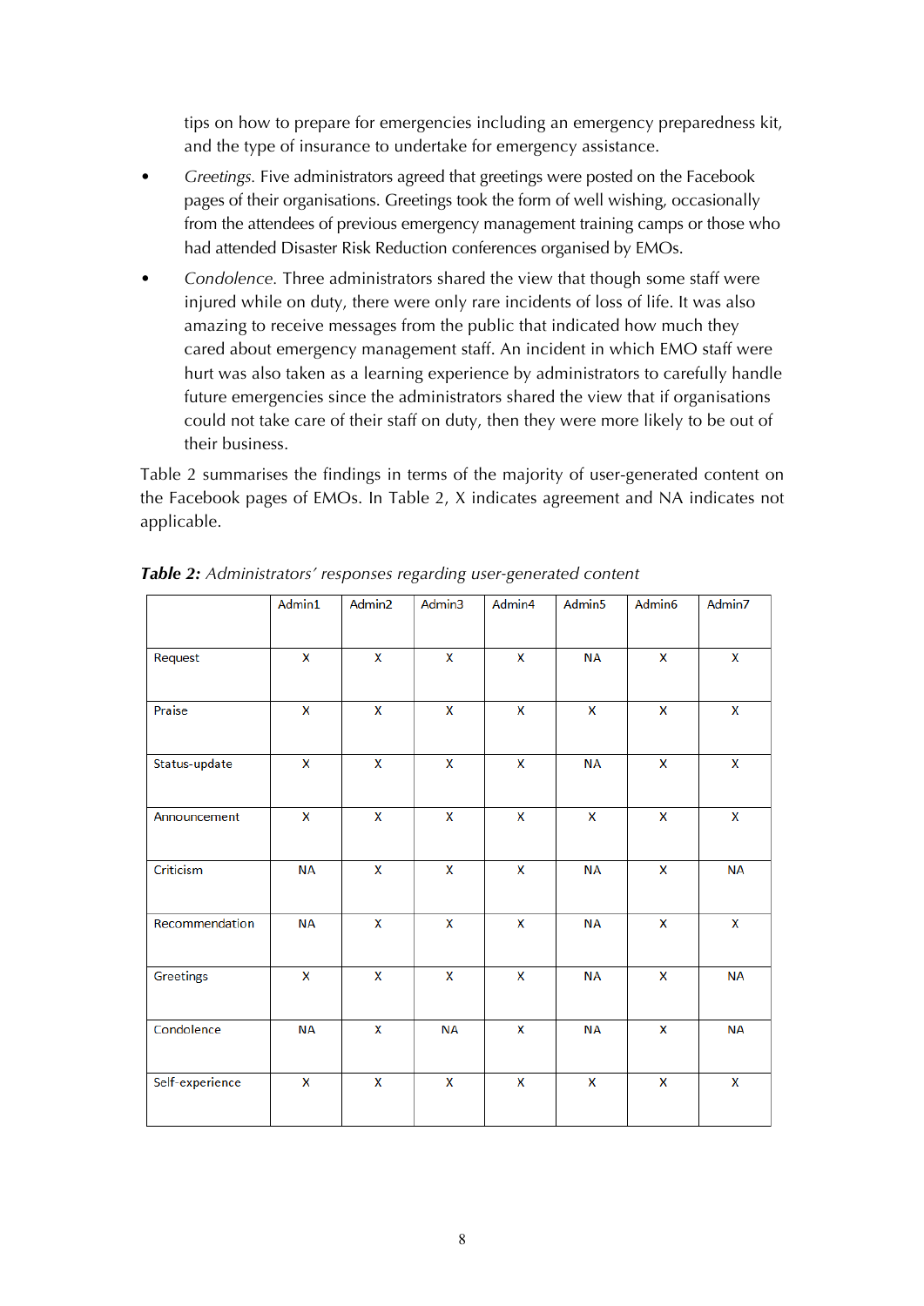tips on how to prepare for emergencies including an emergency preparedness kit, and the type of insurance to undertake for emergency assistance.

- *Greetings.* Five administrators agreed that greetings were posted on the Facebook pages of their organisations. Greetings took the form of well wishing, occasionally from the attendees of previous emergency management training camps or those who had attended Disaster Risk Reduction conferences organised by EMOs.
- *Condolence.* Three administrators shared the view that though some staff were injured while on duty, there were only rare incidents of loss of life. It was also amazing to receive messages from the public that indicated how much they cared about emergency management staff. An incident in which EMO staff were hurt was also taken as a learning experience by administrators to carefully handle future emergencies since the administrators shared the view that if organisations could not take care of their staff on duty, then they were more likely to be out of their business.

Table 2 summarises the findings in terms of the majority of user-generated content on the Facebook pages of EMOs. In Table 2, X indicates agreement and NA indicates not applicable.

***Table 2:*** *Administrators' responses regarding user-generated content*

| | Admin1 | Admin2 | Admin3 | Admin4 | Admin5 | Admin6 | Admin7 |
|---|---|---|---|---|---|---|---|
| Request | X | X | X | X | NA | X | X |
| Praise | X | X | X | X | X | X | X |
| Status-update | X | X | X | X | NA | X | X |
| Announcement | X | X | X | X | X | X | X |
| Criticism | NA | X | X | X | NA | X | NA |
| Recommendation | NA | X | X | X | NA | X | X |
| Greetings | X | X | X | X | NA | X | NA |
| Condolence | NA | X | NA | X | NA | X | NA |
| Self-experience | X | X | X | X | X | X | X |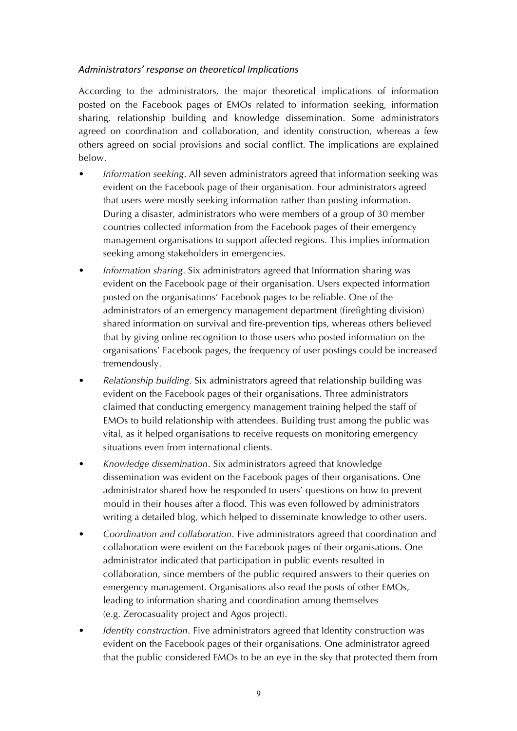*Administrators' response on theoretical Implications*

According to the administrators, the major theoretical implications of information posted on the Facebook pages of EMOs related to information seeking, information sharing, relationship building and knowledge dissemination. Some administrators agreed on coordination and collaboration, and identity construction, whereas a few others agreed on social provisions and social conflict. The implications are explained below.

- *Information seeking*. All seven administrators agreed that information seeking was evident on the Facebook page of their organisation. Four administrators agreed that users were mostly seeking information rather than posting information. During a disaster, administrators who were members of a group of 30 member countries collected information from the Facebook pages of their emergency management organisations to support affected regions. This implies information seeking among stakeholders in emergencies.
- *Information sharing*. Six administrators agreed that Information sharing was evident on the Facebook page of their organisation. Users expected information posted on the organisations' Facebook pages to be reliable. One of the administrators of an emergency management department (firefighting division) shared information on survival and fire-prevention tips, whereas others believed that by giving online recognition to those users who posted information on the organisations' Facebook pages, the frequency of user postings could be increased tremendously.
- *Relationship building*. Six administrators agreed that relationship building was evident on the Facebook pages of their organisations. Three administrators claimed that conducting emergency management training helped the staff of EMOs to build relationship with attendees. Building trust among the public was vital, as it helped organisations to receive requests on monitoring emergency situations even from international clients.
- *Knowledge dissemination*. Six administrators agreed that knowledge dissemination was evident on the Facebook pages of their organisations. One administrator shared how he responded to users' questions on how to prevent mould in their houses after a flood. This was even followed by administrators writing a detailed blog, which helped to disseminate knowledge to other users.
- *Coordination and collaboration*. Five administrators agreed that coordination and collaboration were evident on the Facebook pages of their organisations. One administrator indicated that participation in public events resulted in collaboration, since members of the public required answers to their queries on emergency management. Organisations also read the posts of other EMOs, leading to information sharing and coordination among themselves (e.g. Zerocasuality project and Agos project).
- *Identity construction*. Five administrators agreed that Identity construction was evident on the Facebook pages of their organisations. One administrator agreed that the public considered EMOs to be an eye in the sky that protected them from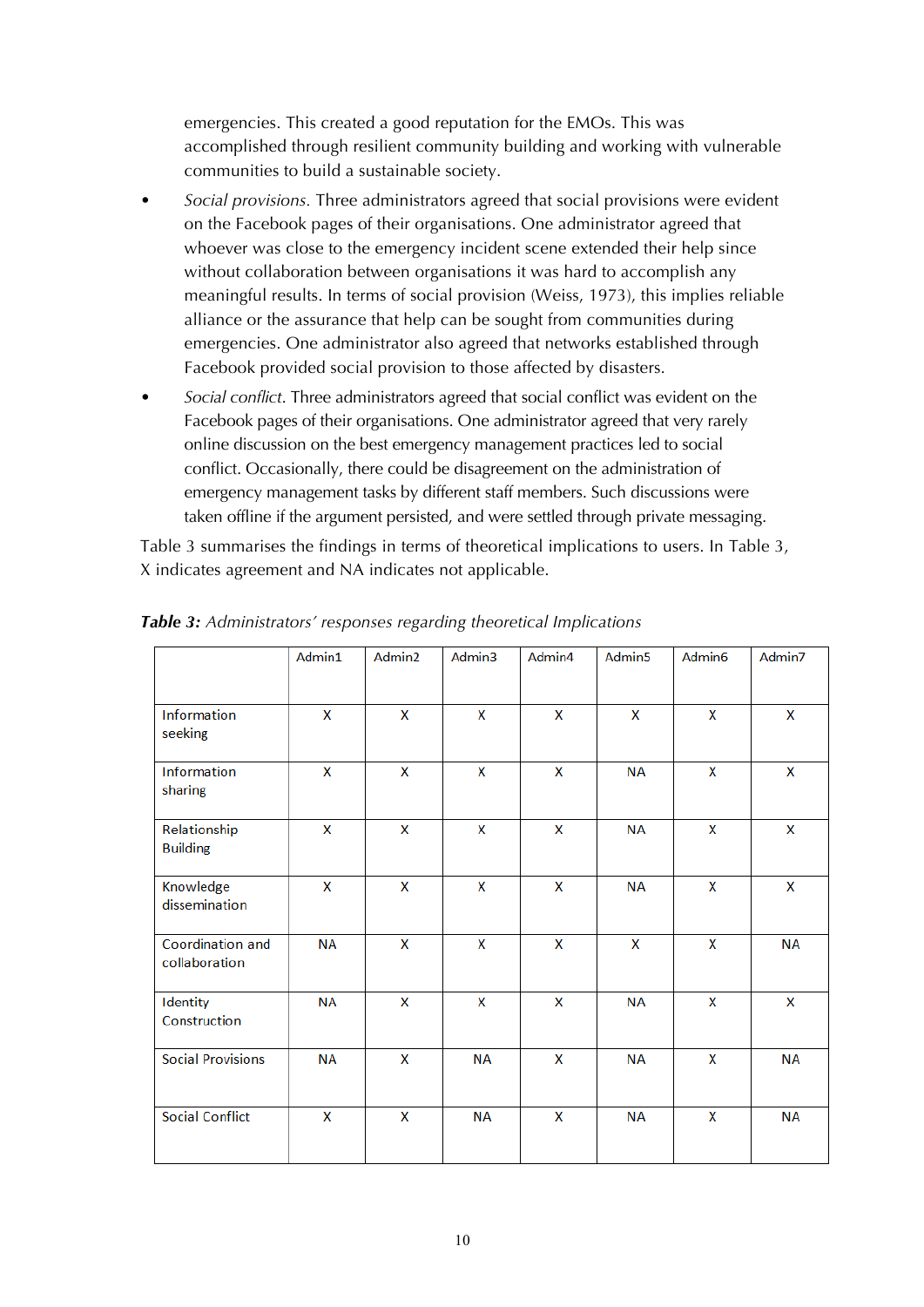emergencies. This created a good reputation for the EMOs. This was accomplished through resilient community building and working with vulnerable communities to build a sustainable society.

- *Social provisions.* Three administrators agreed that social provisions were evident on the Facebook pages of their organisations. One administrator agreed that whoever was close to the emergency incident scene extended their help since without collaboration between organisations it was hard to accomplish any meaningful results. In terms of social provision (Weiss, 1973), this implies reliable alliance or the assurance that help can be sought from communities during emergencies. One administrator also agreed that networks established through Facebook provided social provision to those affected by disasters.
- *Social conflict.* Three administrators agreed that social conflict was evident on the Facebook pages of their organisations. One administrator agreed that very rarely online discussion on the best emergency management practices led to social conflict. Occasionally, there could be disagreement on the administration of emergency management tasks by different staff members. Such discussions were taken offline if the argument persisted, and were settled through private messaging.

Table 3 summarises the findings in terms of theoretical implications to users. In Table 3, X indicates agreement and NA indicates not applicable.

***Table 3:*** *Administrators' responses regarding theoretical Implications*

| | Admin1 | Admin2 | Admin3 | Admin4 | Admin5 | Admin6 | Admin7 |
|---|---|---|---|---|---|---|---|
| Information seeking | X | X | X | X | X | X | X |
| Information sharing | X | X | X | X | NA | X | X |
| Relationship Building | X | X | X | X | NA | X | X |
| Knowledge dissemination | X | X | X | X | NA | X | X |
| Coordination and collaboration | NA | X | X | X | X | X | NA |
| Identity Construction | NA | X | X | X | NA | X | X |
| Social Provisions | NA | X | NA | X | NA | X | NA |
| Social Conflict | X | X | NA | X | NA | X | NA |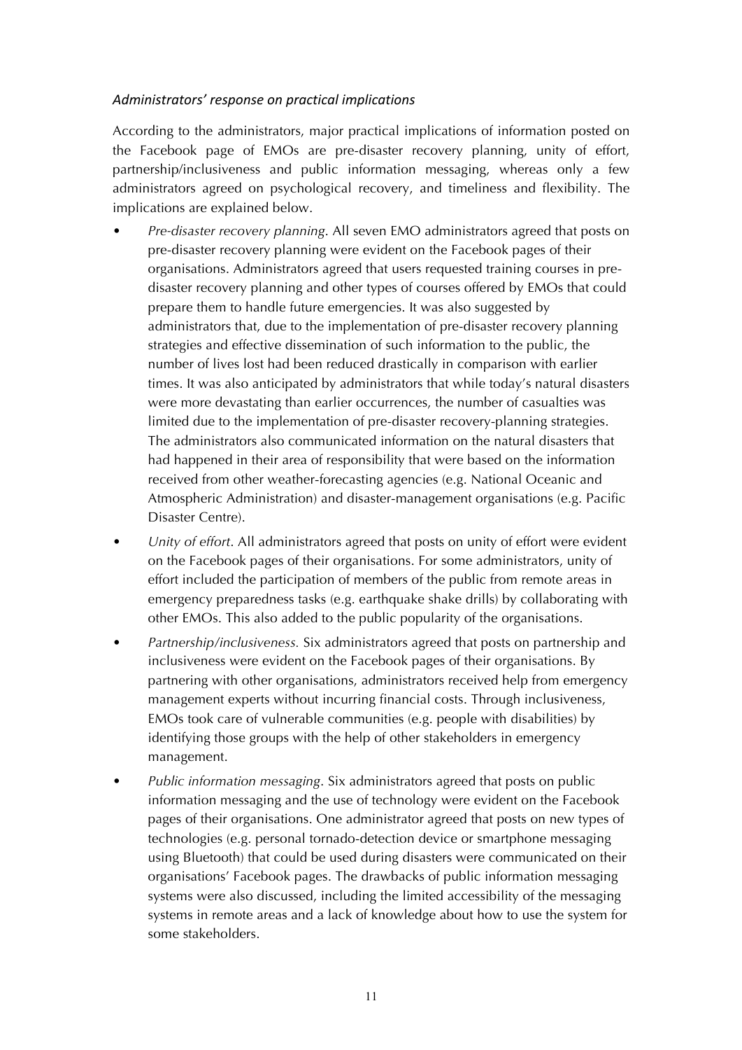*Administrators' response on practical implications*

According to the administrators, major practical implications of information posted on the Facebook page of EMOs are pre-disaster recovery planning, unity of effort, partnership/inclusiveness and public information messaging, whereas only a few administrators agreed on psychological recovery, and timeliness and flexibility. The implications are explained below.

- *Pre-disaster recovery planning*. All seven EMO administrators agreed that posts on pre-disaster recovery planning were evident on the Facebook pages of their organisations. Administrators agreed that users requested training courses in pre-disaster recovery planning and other types of courses offered by EMOs that could prepare them to handle future emergencies. It was also suggested by administrators that, due to the implementation of pre-disaster recovery planning strategies and effective dissemination of such information to the public, the number of lives lost had been reduced drastically in comparison with earlier times. It was also anticipated by administrators that while today's natural disasters were more devastating than earlier occurrences, the number of casualties was limited due to the implementation of pre-disaster recovery-planning strategies. The administrators also communicated information on the natural disasters that had happened in their area of responsibility that were based on the information received from other weather-forecasting agencies (e.g. National Oceanic and Atmospheric Administration) and disaster-management organisations (e.g. Pacific Disaster Centre).
- *Unity of effort*. All administrators agreed that posts on unity of effort were evident on the Facebook pages of their organisations. For some administrators, unity of effort included the participation of members of the public from remote areas in emergency preparedness tasks (e.g. earthquake shake drills) by collaborating with other EMOs. This also added to the public popularity of the organisations.
- *Partnership/inclusiveness.* Six administrators agreed that posts on partnership and inclusiveness were evident on the Facebook pages of their organisations. By partnering with other organisations, administrators received help from emergency management experts without incurring financial costs. Through inclusiveness, EMOs took care of vulnerable communities (e.g. people with disabilities) by identifying those groups with the help of other stakeholders in emergency management.
- *Public information messaging*. Six administrators agreed that posts on public information messaging and the use of technology were evident on the Facebook pages of their organisations. One administrator agreed that posts on new types of technologies (e.g. personal tornado-detection device or smartphone messaging using Bluetooth) that could be used during disasters were communicated on their organisations' Facebook pages. The drawbacks of public information messaging systems were also discussed, including the limited accessibility of the messaging systems in remote areas and a lack of knowledge about how to use the system for some stakeholders.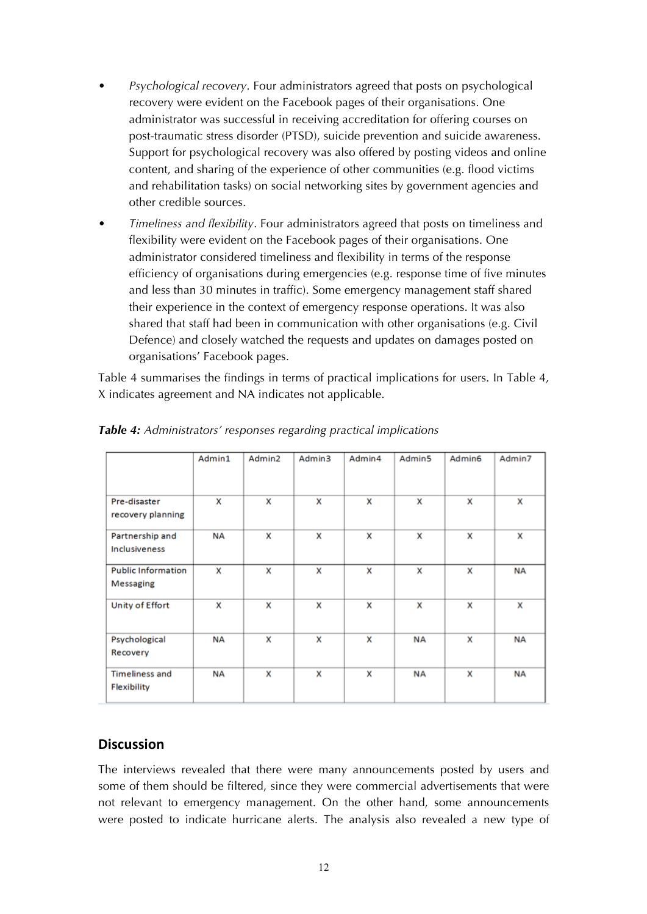- *Psychological recovery*. Four administrators agreed that posts on psychological recovery were evident on the Facebook pages of their organisations. One administrator was successful in receiving accreditation for offering courses on post-traumatic stress disorder (PTSD), suicide prevention and suicide awareness. Support for psychological recovery was also offered by posting videos and online content, and sharing of the experience of other communities (e.g. flood victims and rehabilitation tasks) on social networking sites by government agencies and other credible sources.
- *Timeliness and flexibility*. Four administrators agreed that posts on timeliness and flexibility were evident on the Facebook pages of their organisations. One administrator considered timeliness and flexibility in terms of the response efficiency of organisations during emergencies (e.g. response time of five minutes and less than 30 minutes in traffic). Some emergency management staff shared their experience in the context of emergency response operations. It was also shared that staff had been in communication with other organisations (e.g. Civil Defence) and closely watched the requests and updates on damages posted on organisations' Facebook pages.

Table 4 summarises the findings in terms of practical implications for users. In Table 4, X indicates agreement and NA indicates not applicable.

***Table 4:*** *Administrators' responses regarding practical implications*

| | Admin1 | Admin2 | Admin3 | Admin4 | Admin5 | Admin6 | Admin7 |
|---|---|---|---|---|---|---|---|
| Pre-disaster recovery planning | X | X | X | X | X | X | X |
| Partnership and Inclusiveness | NA | X | X | X | X | X | X |
| Public Information Messaging | X | X | X | X | X | X | NA |
| Unity of Effort | X | X | X | X | X | X | X |
| Psychological Recovery | NA | X | X | X | NA | X | NA |
| Timeliness and Flexibility | NA | X | X | X | NA | X | NA |

## Discussion

The interviews revealed that there were many announcements posted by users and some of them should be filtered, since they were commercial advertisements that were not relevant to emergency management. On the other hand, some announcements were posted to indicate hurricane alerts. The analysis also revealed a new type of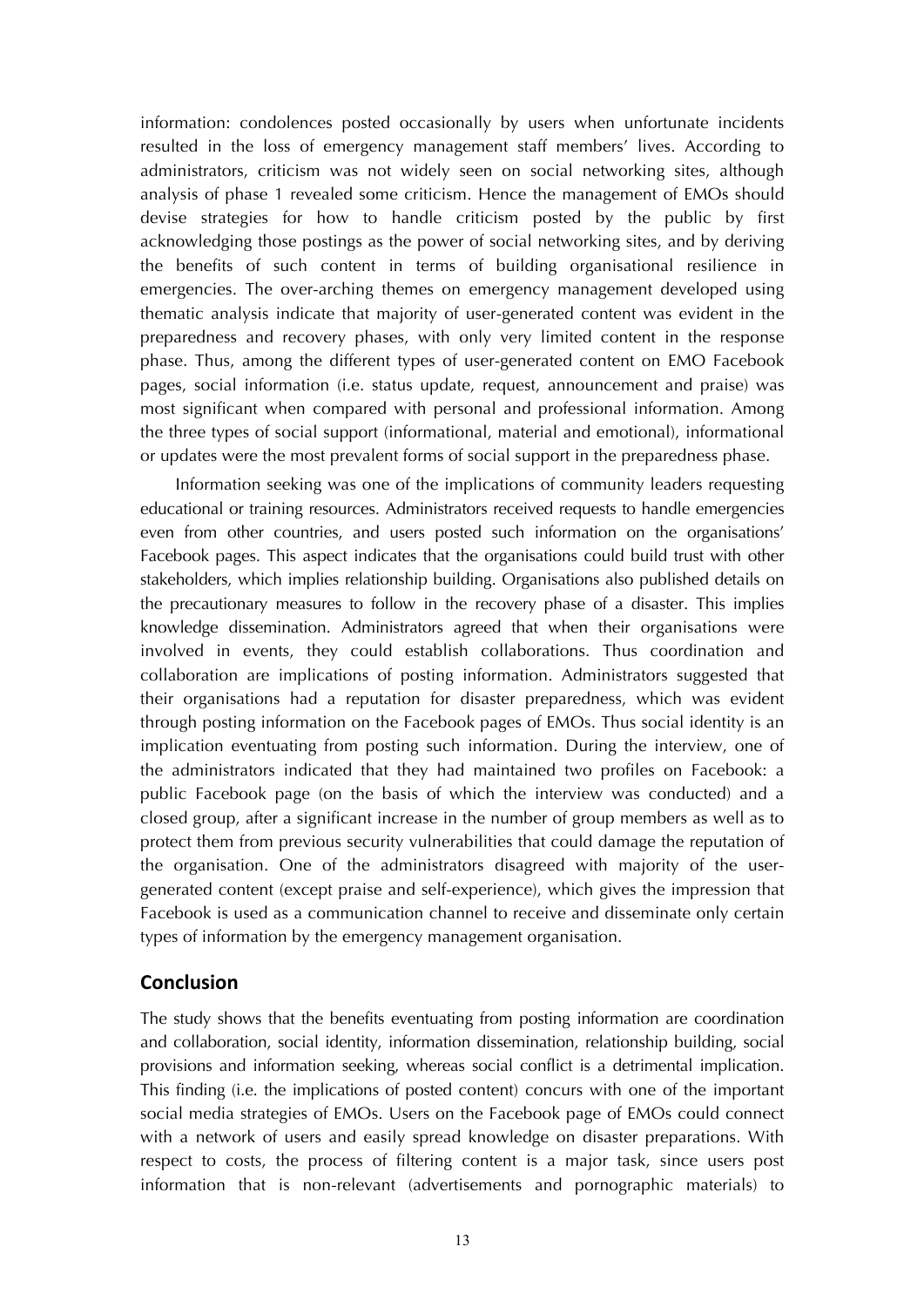information: condolences posted occasionally by users when unfortunate incidents resulted in the loss of emergency management staff members' lives. According to administrators, criticism was not widely seen on social networking sites, although analysis of phase 1 revealed some criticism. Hence the management of EMOs should devise strategies for how to handle criticism posted by the public by first acknowledging those postings as the power of social networking sites, and by deriving the benefits of such content in terms of building organisational resilience in emergencies. The over-arching themes on emergency management developed using thematic analysis indicate that majority of user-generated content was evident in the preparedness and recovery phases, with only very limited content in the response phase. Thus, among the different types of user-generated content on EMO Facebook pages, social information (i.e. status update, request, announcement and praise) was most significant when compared with personal and professional information. Among the three types of social support (informational, material and emotional), informational or updates were the most prevalent forms of social support in the preparedness phase.

Information seeking was one of the implications of community leaders requesting educational or training resources. Administrators received requests to handle emergencies even from other countries, and users posted such information on the organisations' Facebook pages. This aspect indicates that the organisations could build trust with other stakeholders, which implies relationship building. Organisations also published details on the precautionary measures to follow in the recovery phase of a disaster. This implies knowledge dissemination. Administrators agreed that when their organisations were involved in events, they could establish collaborations. Thus coordination and collaboration are implications of posting information. Administrators suggested that their organisations had a reputation for disaster preparedness, which was evident through posting information on the Facebook pages of EMOs. Thus social identity is an implication eventuating from posting such information. During the interview, one of the administrators indicated that they had maintained two profiles on Facebook: a public Facebook page (on the basis of which the interview was conducted) and a closed group, after a significant increase in the number of group members as well as to protect them from previous security vulnerabilities that could damage the reputation of the organisation. One of the administrators disagreed with majority of the user-generated content (except praise and self-experience), which gives the impression that Facebook is used as a communication channel to receive and disseminate only certain types of information by the emergency management organisation.

## Conclusion

The study shows that the benefits eventuating from posting information are coordination and collaboration, social identity, information dissemination, relationship building, social provisions and information seeking, whereas social conflict is a detrimental implication. This finding (i.e. the implications of posted content) concurs with one of the important social media strategies of EMOs. Users on the Facebook page of EMOs could connect with a network of users and easily spread knowledge on disaster preparations. With respect to costs, the process of filtering content is a major task, since users post information that is non-relevant (advertisements and pornographic materials) to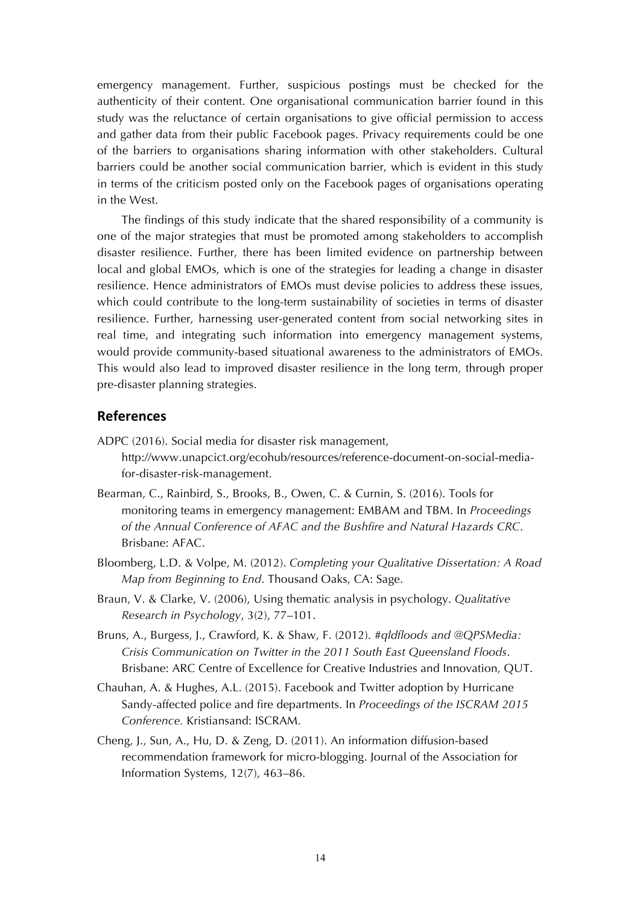emergency management. Further, suspicious postings must be checked for the authenticity of their content. One organisational communication barrier found in this study was the reluctance of certain organisations to give official permission to access and gather data from their public Facebook pages. Privacy requirements could be one of the barriers to organisations sharing information with other stakeholders. Cultural barriers could be another social communication barrier, which is evident in this study in terms of the criticism posted only on the Facebook pages of organisations operating in the West.

The findings of this study indicate that the shared responsibility of a community is one of the major strategies that must be promoted among stakeholders to accomplish disaster resilience. Further, there has been limited evidence on partnership between local and global EMOs, which is one of the strategies for leading a change in disaster resilience. Hence administrators of EMOs must devise policies to address these issues, which could contribute to the long-term sustainability of societies in terms of disaster resilience. Further, harnessing user-generated content from social networking sites in real time, and integrating such information into emergency management systems, would provide community-based situational awareness to the administrators of EMOs. This would also lead to improved disaster resilience in the long term, through proper pre-disaster planning strategies.

## References

ADPC (2016). Social media for disaster risk management, http://www.unapcict.org/ecohub/resources/reference-document-on-social-media-for-disaster-risk-management.

Bearman, C., Rainbird, S., Brooks, B., Owen, C. & Curnin, S. (2016). Tools for monitoring teams in emergency management: EMBAM and TBM. In *Proceedings of the Annual Conference of AFAC and the Bushfire and Natural Hazards CRC*. Brisbane: AFAC.

Bloomberg, L.D. & Volpe, M. (2012). *Completing your Qualitative Dissertation: A Road Map from Beginning to End*. Thousand Oaks, CA: Sage.

Braun, V. & Clarke, V. (2006), Using thematic analysis in psychology. *Qualitative Research in Psychology*, 3(2), 77–101.

Bruns, A., Burgess, J., Crawford, K. & Shaw, F. (2012). *#qldfloods and @QPSMedia: Crisis Communication on Twitter in the 2011 South East Queensland Floods*. Brisbane: ARC Centre of Excellence for Creative Industries and Innovation, QUT.

Chauhan, A. & Hughes, A.L. (2015). Facebook and Twitter adoption by Hurricane Sandy-affected police and fire departments. In *Proceedings of the ISCRAM 2015 Conference.* Kristiansand: ISCRAM.

Cheng, J., Sun, A., Hu, D. & Zeng, D. (2011). An information diffusion-based recommendation framework for micro-blogging. Journal of the Association for Information Systems, 12(7), 463–86.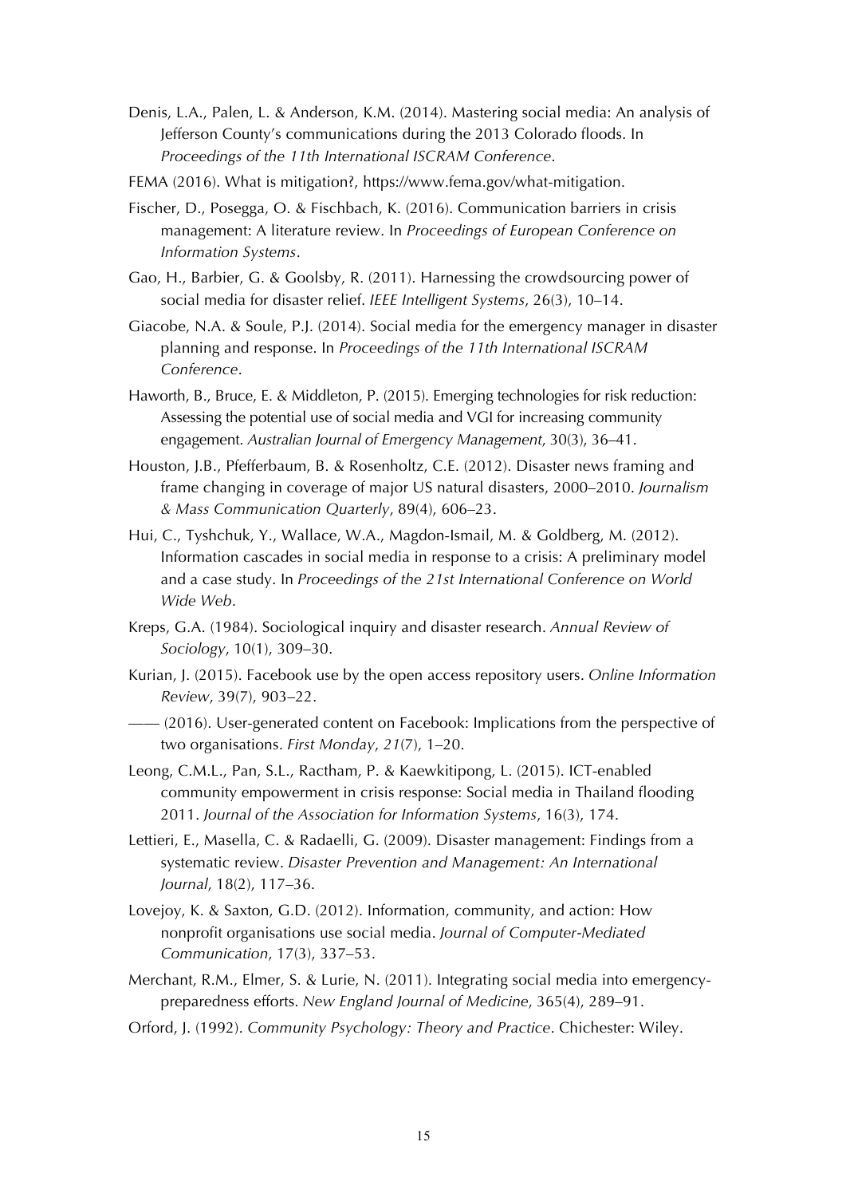Denis, L.A., Palen, L. & Anderson, K.M. (2014). Mastering social media: An analysis of Jefferson County's communications during the 2013 Colorado floods. In *Proceedings of the 11th International ISCRAM Conference*.

FEMA (2016). What is mitigation?, https://www.fema.gov/what-mitigation.

Fischer, D., Posegga, O. & Fischbach, K. (2016). Communication barriers in crisis management: A literature review. In *Proceedings of European Conference on Information Systems*.

Gao, H., Barbier, G. & Goolsby, R. (2011). Harnessing the crowdsourcing power of social media for disaster relief. *IEEE Intelligent Systems*, 26(3), 10–14.

Giacobe, N.A. & Soule, P.J. (2014). Social media for the emergency manager in disaster planning and response. In *Proceedings of the 11th International ISCRAM Conference*.

Haworth, B., Bruce, E. & Middleton, P. (2015). Emerging technologies for risk reduction: Assessing the potential use of social media and VGI for increasing community engagement. *Australian Journal of Emergency Management*, 30(3), 36–41.

Houston, J.B., Pfefferbaum, B. & Rosenholtz, C.E. (2012). Disaster news framing and frame changing in coverage of major US natural disasters, 2000–2010. *Journalism & Mass Communication Quarterly*, 89(4), 606–23.

Hui, C., Tyshchuk, Y., Wallace, W.A., Magdon-Ismail, M. & Goldberg, M. (2012). Information cascades in social media in response to a crisis: A preliminary model and a case study. In *Proceedings of the 21st International Conference on World Wide Web*.

Kreps, G.A. (1984). Sociological inquiry and disaster research. *Annual Review of Sociology*, 10(1), 309–30.

Kurian, J. (2015). Facebook use by the open access repository users. *Online Information Review*, 39(7), 903–22.

—— (2016). User-generated content on Facebook: Implications from the perspective of two organisations. *First Monday*, *21*(7), 1–20.

Leong, C.M.L., Pan, S.L., Ractham, P. & Kaewkitipong, L. (2015). ICT-enabled community empowerment in crisis response: Social media in Thailand flooding 2011. *Journal of the Association for Information Systems*, 16(3), 174.

Lettieri, E., Masella, C. & Radaelli, G. (2009). Disaster management: Findings from a systematic review. *Disaster Prevention and Management: An International Journal*, 18(2), 117–36.

Lovejoy, K. & Saxton, G.D. (2012). Information, community, and action: How nonprofit organisations use social media. *Journal of Computer-Mediated Communication*, 17(3), 337–53.

Merchant, R.M., Elmer, S. & Lurie, N. (2011). Integrating social media into emergency-preparedness efforts. *New England Journal of Medicine*, 365(4), 289–91.

Orford, J. (1992). *Community Psychology: Theory and Practice*. Chichester: Wiley.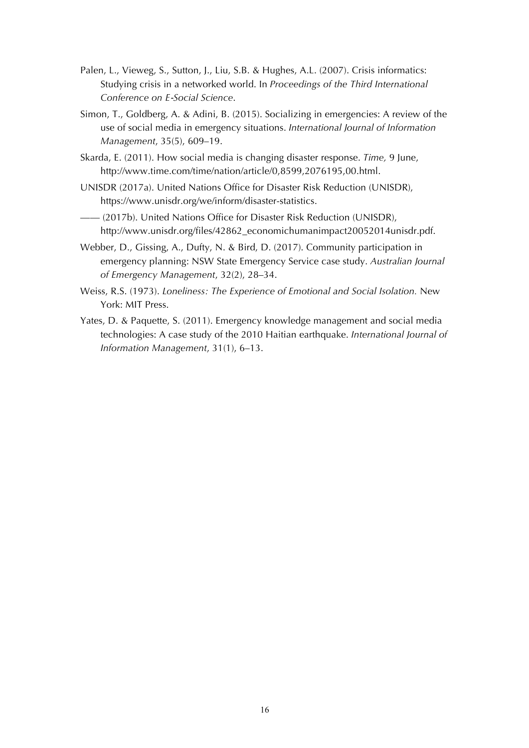Palen, L., Vieweg, S., Sutton, J., Liu, S.B. & Hughes, A.L. (2007). Crisis informatics: Studying crisis in a networked world. In *Proceedings of the Third International Conference on E-Social Science*.

Simon, T., Goldberg, A. & Adini, B. (2015). Socializing in emergencies: A review of the use of social media in emergency situations. *International Journal of Information Management*, 35(5), 609–19.

Skarda, E. (2011). How social media is changing disaster response. *Time,* 9 June, http://www.time.com/time/nation/article/0,8599,2076195,00.html.

UNISDR (2017a). United Nations Office for Disaster Risk Reduction (UNISDR), https://www.unisdr.org/we/inform/disaster-statistics.

—— (2017b). United Nations Office for Disaster Risk Reduction (UNISDR), http://www.unisdr.org/files/42862_economichumanimpact20052014unisdr.pdf.

Webber, D., Gissing, A., Dufty, N. & Bird, D. (2017). Community participation in emergency planning: NSW State Emergency Service case study. *Australian Journal of Emergency Management*, 32(2), 28–34.

Weiss, R.S. (1973). *Loneliness: The Experience of Emotional and Social Isolation.* New York: MIT Press.

Yates, D. & Paquette, S. (2011). Emergency knowledge management and social media technologies: A case study of the 2010 Haitian earthquake. *International Journal of Information Management*, 31(1), 6–13.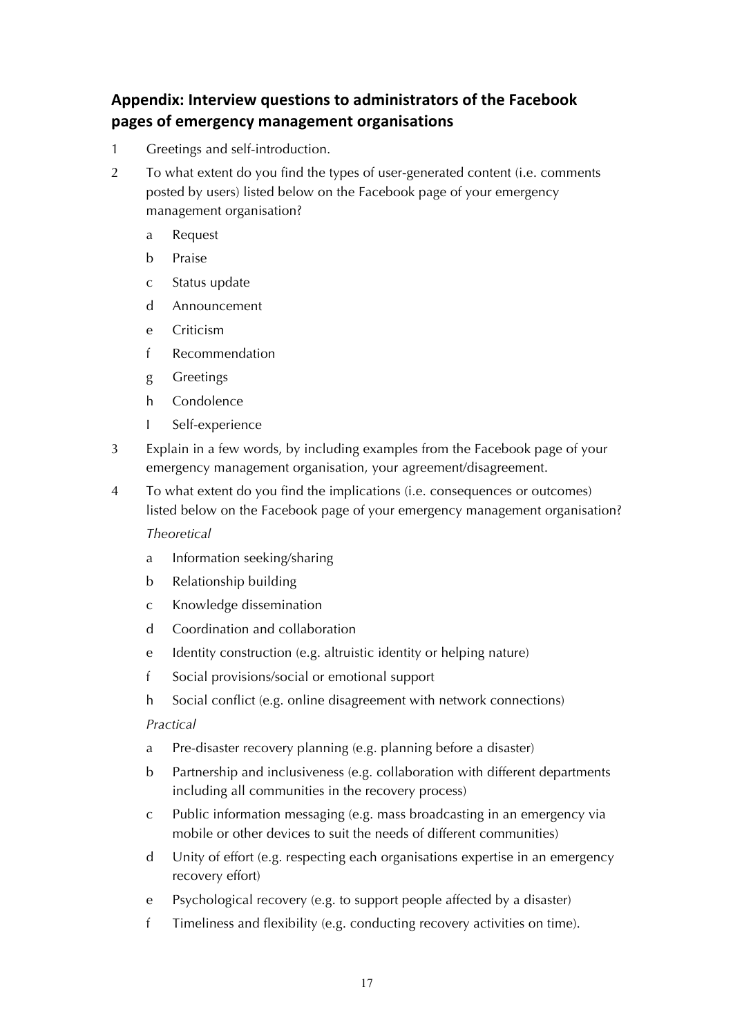## Appendix: Interview questions to administrators of the Facebook pages of emergency management organisations

1 Greetings and self-introduction.

2 To what extent do you find the types of user-generated content (i.e. comments posted by users) listed below on the Facebook page of your emergency management organisation?

- a Request
- b Praise
- c Status update
- d Announcement
- e Criticism
- f Recommendation
- g Greetings
- h Condolence
- I Self-experience

3 Explain in a few words, by including examples from the Facebook page of your emergency management organisation, your agreement/disagreement.

4 To what extent do you find the implications (i.e. consequences or outcomes) listed below on the Facebook page of your emergency management organisation?

*Theoretical*

- a Information seeking/sharing
- b Relationship building
- c Knowledge dissemination
- d Coordination and collaboration
- e Identity construction (e.g. altruistic identity or helping nature)
- f Social provisions/social or emotional support
- h Social conflict (e.g. online disagreement with network connections)

*Practical*

- a Pre-disaster recovery planning (e.g. planning before a disaster)
- b Partnership and inclusiveness (e.g. collaboration with different departments including all communities in the recovery process)
- c Public information messaging (e.g. mass broadcasting in an emergency via mobile or other devices to suit the needs of different communities)
- d Unity of effort (e.g. respecting each organisations expertise in an emergency recovery effort)
- e Psychological recovery (e.g. to support people affected by a disaster)
- f Timeliness and flexibility (e.g. conducting recovery activities on time).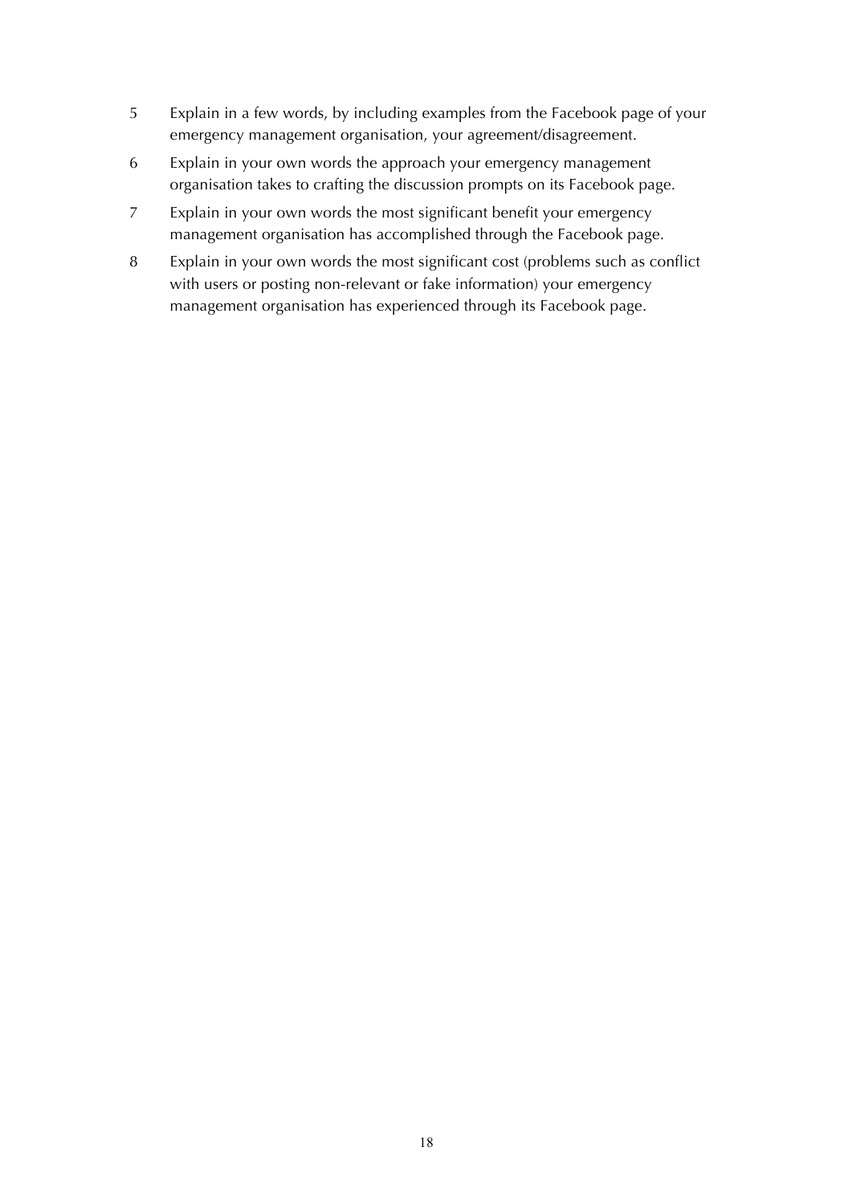5. Explain in a few words, by including examples from the Facebook page of your emergency management organisation, your agreement/disagreement.
6. Explain in your own words the approach your emergency management organisation takes to crafting the discussion prompts on its Facebook page.
7. Explain in your own words the most significant benefit your emergency management organisation has accomplished through the Facebook page.
8. Explain in your own words the most significant cost (problems such as conflict with users or posting non-relevant or fake information) your emergency management organisation has experienced through its Facebook page.